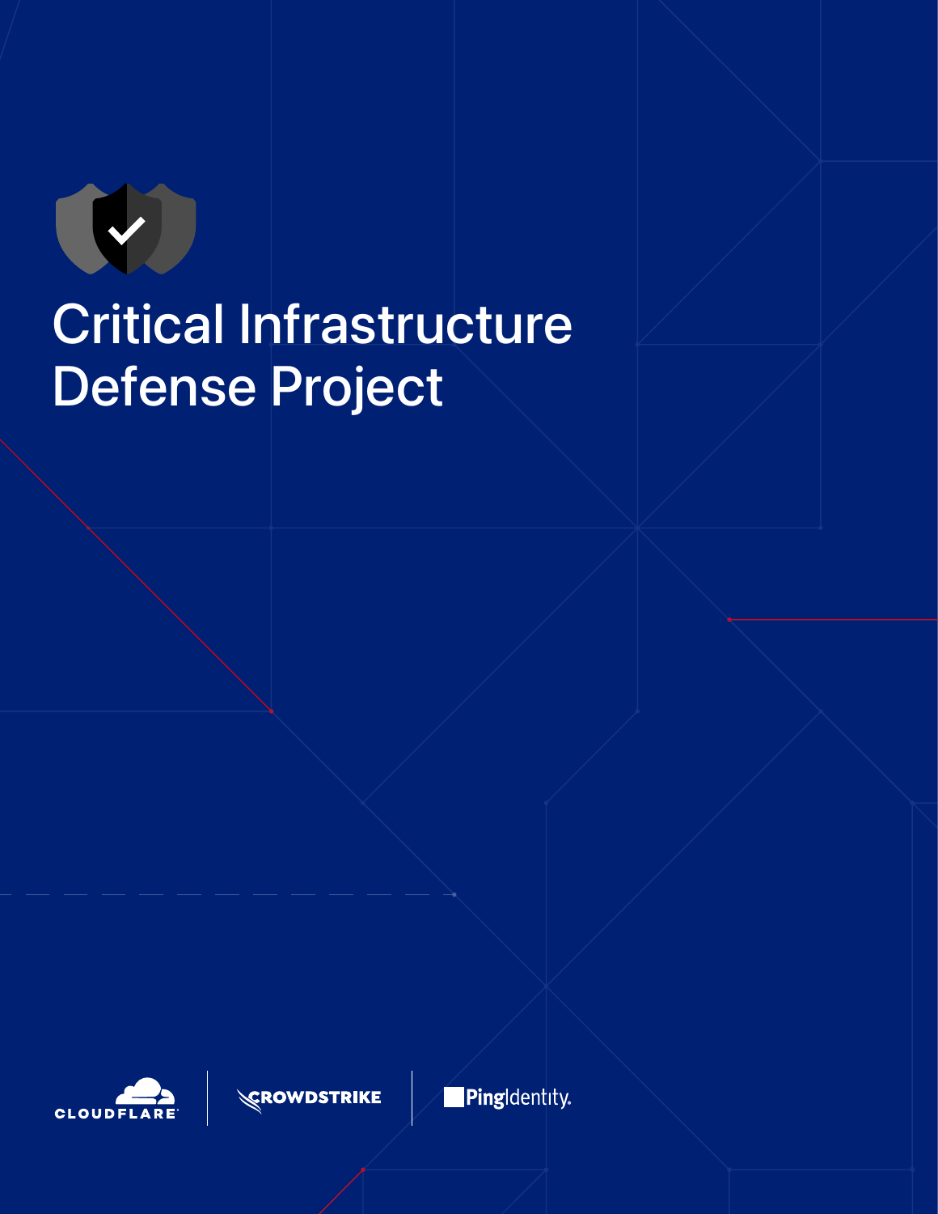# Critical Infrastructure Defense Project

CLOUDFLARE | CROWDSTRIKE | PingIdentity.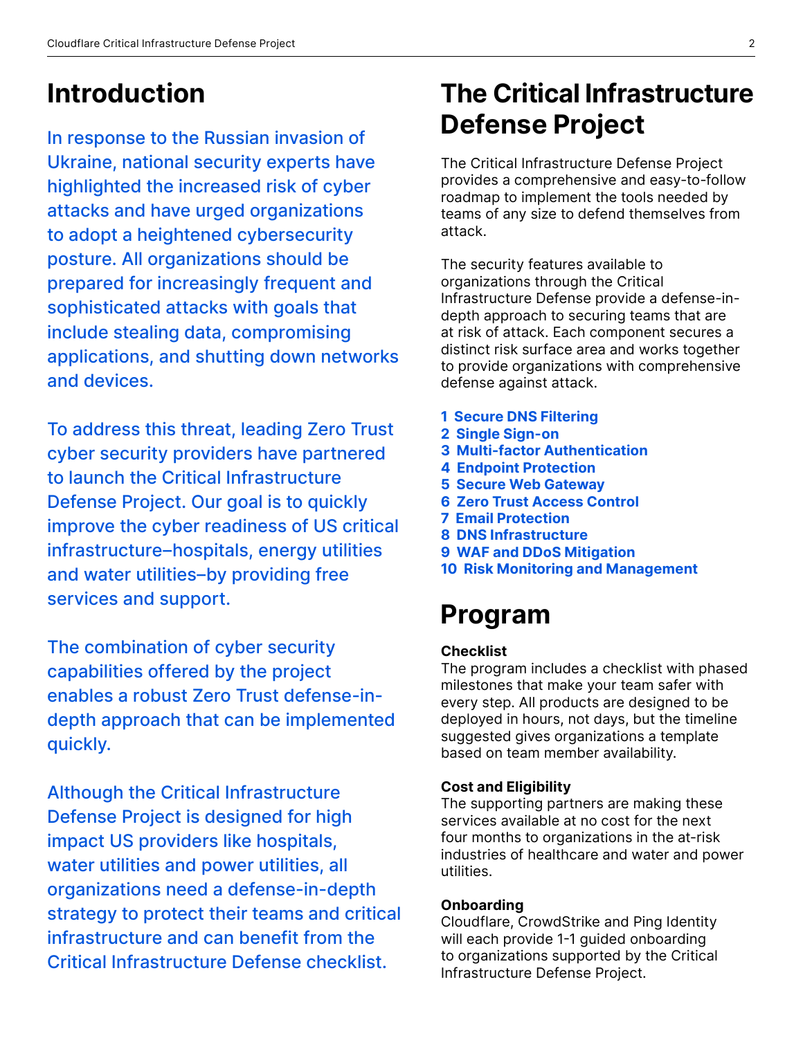# Introduction

In response to the Russian invasion of Ukraine, national security experts have highlighted the increased risk of cyber attacks and have urged organizations to adopt a heightened cybersecurity posture. All organizations should be prepared for increasingly frequent and sophisticated attacks with goals that include stealing data, compromising applications, and shutting down networks and devices.

To address this threat, leading Zero Trust cyber security providers have partnered to launch the Critical Infrastructure Defense Project. Our goal is to quickly improve the cyber readiness of US critical infrastructure–hospitals, energy utilities and water utilities–by providing free services and support.

The combination of cyber security capabilities offered by the project enables a robust Zero Trust defense-in-depth approach that can be implemented quickly.

Although the Critical Infrastructure Defense Project is designed for high impact US providers like hospitals, water utilities and power utilities, all organizations need a defense-in-depth strategy to protect their teams and critical infrastructure and can benefit from the Critical Infrastructure Defense checklist.

# The Critical Infrastructure Defense Project

The Critical Infrastructure Defense Project provides a comprehensive and easy-to-follow roadmap to implement the tools needed by teams of any size to defend themselves from attack.

The security features available to organizations through the Critical Infrastructure Defense provide a defense-in-depth approach to securing teams that are at risk of attack. Each component secures a distinct risk surface area and works together to provide organizations with comprehensive defense against attack.

1. **Secure DNS Filtering**
2. **Single Sign-on**
3. **Multi-factor Authentication**
4. **Endpoint Protection**
5. **Secure Web Gateway**
6. **Zero Trust Access Control**
7. **Email Protection**
8. **DNS Infrastructure**
9. **WAF and DDoS Mitigation**
10. **Risk Monitoring and Management**

# Program

**Checklist**
The program includes a checklist with phased milestones that make your team safer with every step. All products are designed to be deployed in hours, not days, but the timeline suggested gives organizations a template based on team member availability.

**Cost and Eligibility**
The supporting partners are making these services available at no cost for the next four months to organizations in the at-risk industries of healthcare and water and power utilities.

**Onboarding**
Cloudflare, CrowdStrike and Ping Identity will each provide 1-1 guided onboarding to organizations supported by the Critical Infrastructure Defense Project.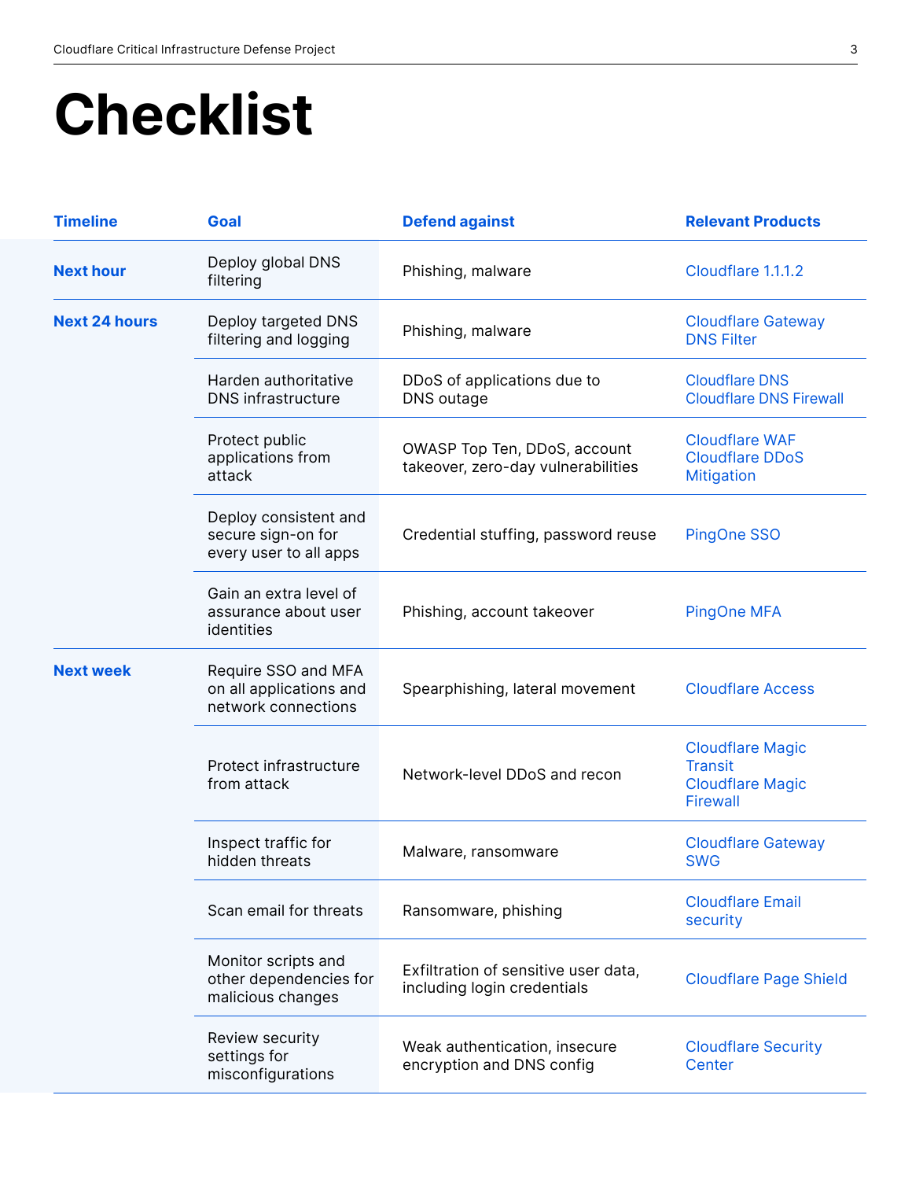# Checklist

| Timeline | Goal | Defend against | Relevant Products |
|---|---|---|---|
| Next hour | Deploy global DNS filtering | Phishing, malware | Cloudflare 1.1.1.2 |
| Next 24 hours | Deploy targeted DNS filtering and logging | Phishing, malware | Cloudflare Gateway DNS Filter |
| | Harden authoritative DNS infrastructure | DDoS of applications due to DNS outage | Cloudflare DNS<br>Cloudflare DNS Firewall |
| | Protect public applications from attack | OWASP Top Ten, DDoS, account takeover, zero-day vulnerabilities | Cloudflare WAF<br>Cloudflare DDoS Mitigation |
| | Deploy consistent and secure sign-on for every user to all apps | Credential stuffing, password reuse | PingOne SSO |
| | Gain an extra level of assurance about user identities | Phishing, account takeover | PingOne MFA |
| Next week | Require SSO and MFA on all applications and network connections | Spearphishing, lateral movement | Cloudflare Access |
| | Protect infrastructure from attack | Network-level DDoS and recon | Cloudflare Magic Transit<br>Cloudflare Magic Firewall |
| | Inspect traffic for hidden threats | Malware, ransomware | Cloudflare Gateway SWG |
| | Scan email for threats | Ransomware, phishing | Cloudflare Email security |
| | Monitor scripts and other dependencies for malicious changes | Exfiltration of sensitive user data, including login credentials | Cloudflare Page Shield |
| | Review security settings for misconfigurations | Weak authentication, insecure encryption and DNS config | Cloudflare Security Center |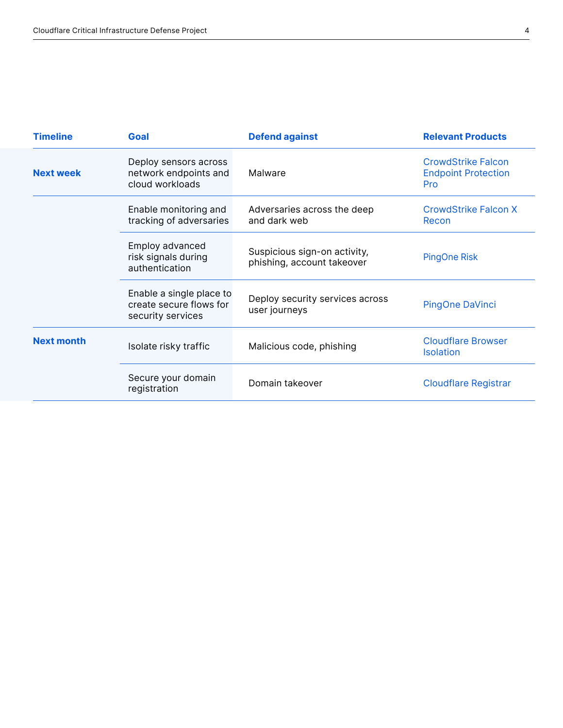| Timeline | Goal | Defend against | Relevant Products |
|---|---|---|---|
| **Next week** | Deploy sensors across network endpoints and cloud workloads | Malware | CrowdStrike Falcon Endpoint Protection Pro |
| | Enable monitoring and tracking of adversaries | Adversaries across the deep and dark web | CrowdStrike Falcon X Recon |
| | Employ advanced risk signals during authentication | Suspicious sign-on activity, phishing, account takeover | PingOne Risk |
| | Enable a single place to create secure flows for security services | Deploy security services across user journeys | PingOne DaVinci |
| **Next month** | Isolate risky traffic | Malicious code, phishing | Cloudflare Browser Isolation |
| | Secure your domain registration | Domain takeover | Cloudflare Registrar |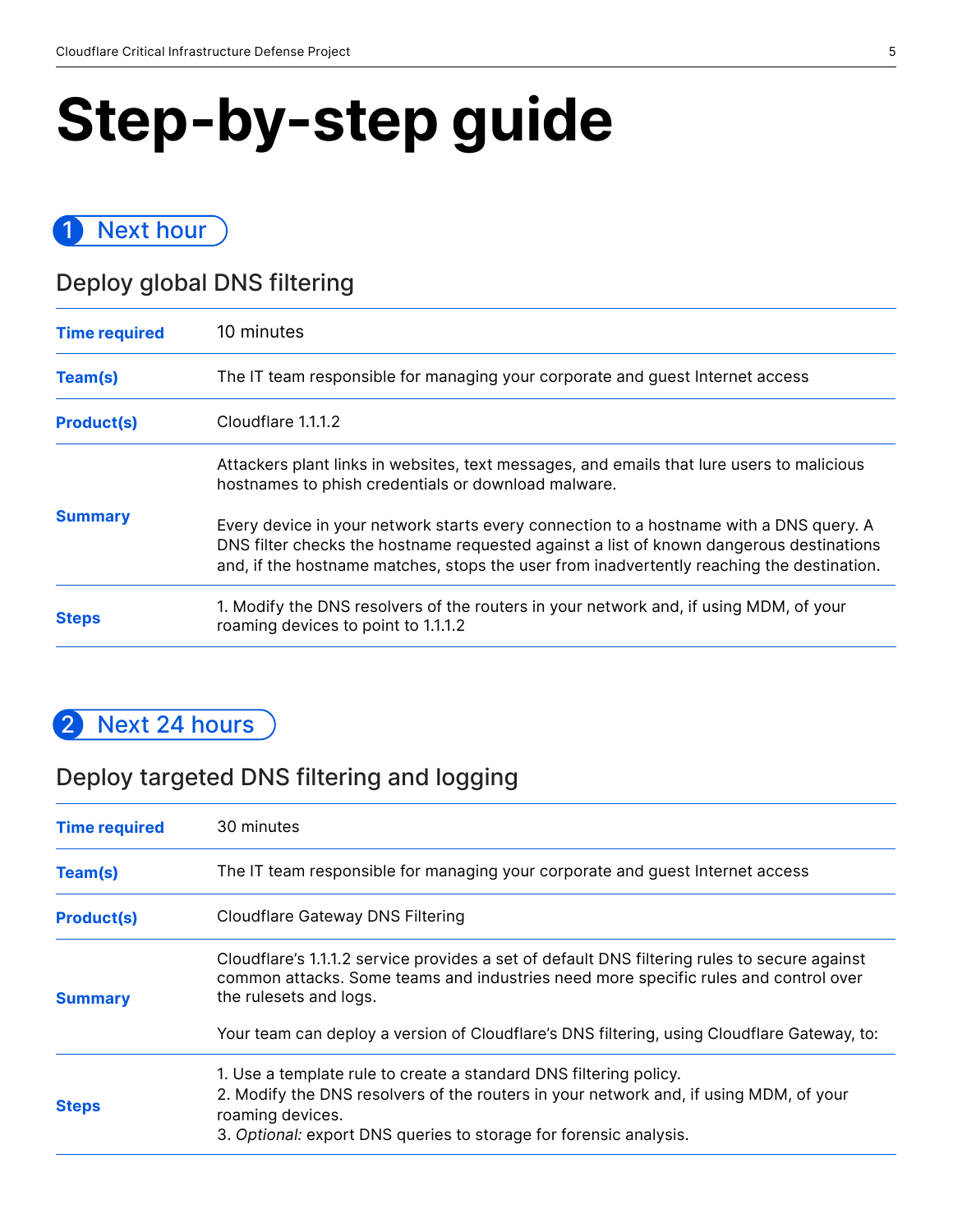# Step-by-step guide

## 1 Next hour

### Deploy global DNS filtering

| | |
|---|---|
| **Time required** | 10 minutes |
| **Team(s)** | The IT team responsible for managing your corporate and guest Internet access |
| **Product(s)** | Cloudflare 1.1.1.2 |
| **Summary** | Attackers plant links in websites, text messages, and emails that lure users to malicious hostnames to phish credentials or download malware.<br><br>Every device in your network starts every connection to a hostname with a DNS query. A DNS filter checks the hostname requested against a list of known dangerous destinations and, if the hostname matches, stops the user from inadvertently reaching the destination. |
| **Steps** | 1. Modify the DNS resolvers of the routers in your network and, if using MDM, of your roaming devices to point to 1.1.1.2 |

## 2 Next 24 hours

### Deploy targeted DNS filtering and logging

| | |
|---|---|
| **Time required** | 30 minutes |
| **Team(s)** | The IT team responsible for managing your corporate and guest Internet access |
| **Product(s)** | Cloudflare Gateway DNS Filtering |
| **Summary** | Cloudflare's 1.1.1.2 service provides a set of default DNS filtering rules to secure against common attacks. Some teams and industries need more specific rules and control over the rulesets and logs.<br><br>Your team can deploy a version of Cloudflare's DNS filtering, using Cloudflare Gateway, to: |
| **Steps** | 1. Use a template rule to create a standard DNS filtering policy.<br>2. Modify the DNS resolvers of the routers in your network and, if using MDM, of your roaming devices.<br>3. *Optional:* export DNS queries to storage for forensic analysis. |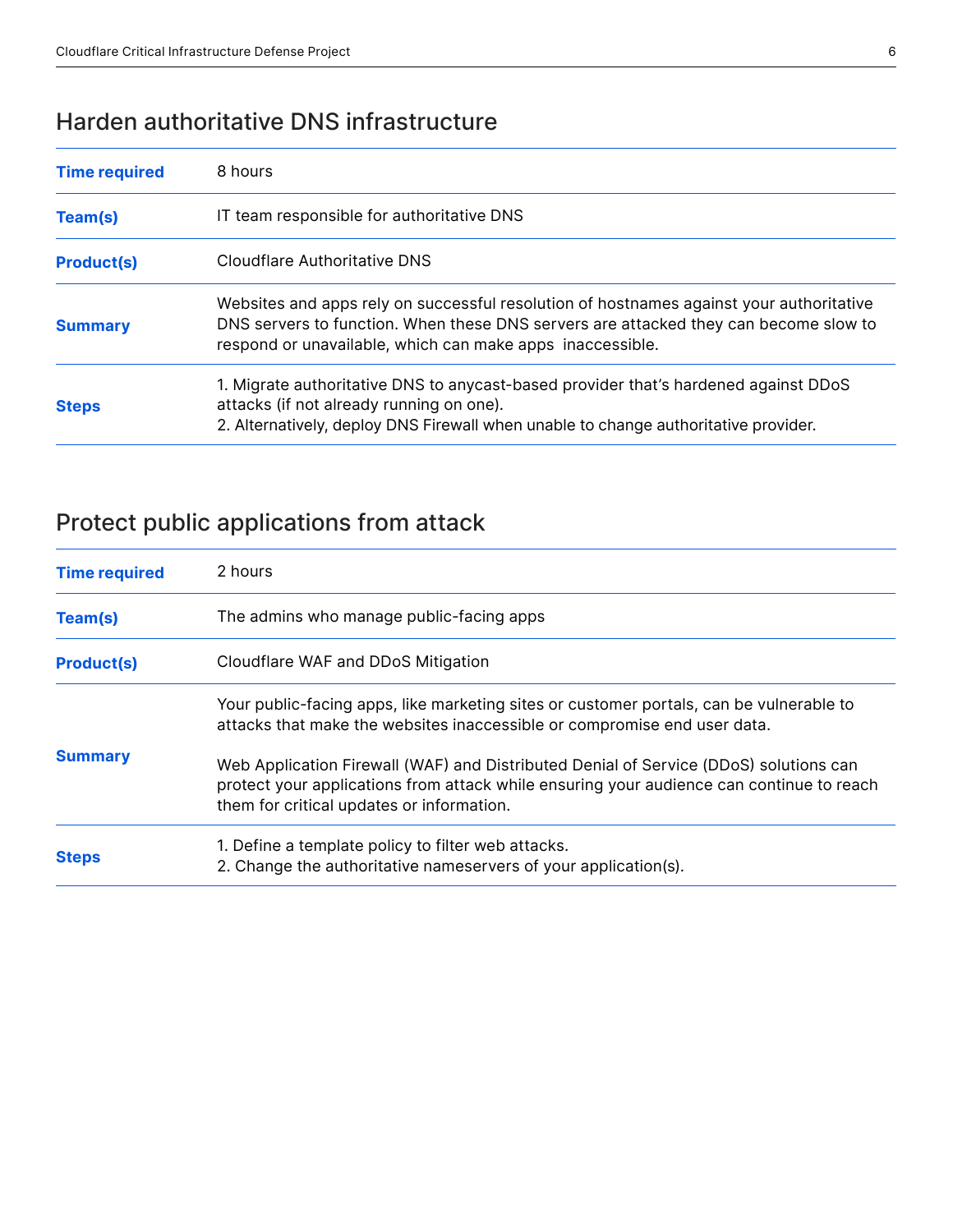## Harden authoritative DNS infrastructure

| | |
|---|---|
| **Time required** | 8 hours |
| **Team(s)** | IT team responsible for authoritative DNS |
| **Product(s)** | Cloudflare Authoritative DNS |
| **Summary** | Websites and apps rely on successful resolution of hostnames against your authoritative DNS servers to function. When these DNS servers are attacked they can become slow to respond or unavailable, which can make apps inaccessible. |
| **Steps** | 1. Migrate authoritative DNS to anycast-based provider that's hardened against DDoS attacks (if not already running on one).<br>2. Alternatively, deploy DNS Firewall when unable to change authoritative provider. |

## Protect public applications from attack

| | |
|---|---|
| **Time required** | 2 hours |
| **Team(s)** | The admins who manage public-facing apps |
| **Product(s)** | Cloudflare WAF and DDoS Mitigation |
| **Summary** | Your public-facing apps, like marketing sites or customer portals, can be vulnerable to attacks that make the websites inaccessible or compromise end user data.<br><br>Web Application Firewall (WAF) and Distributed Denial of Service (DDoS) solutions can protect your applications from attack while ensuring your audience can continue to reach them for critical updates or information. |
| **Steps** | 1. Define a template policy to filter web attacks.<br>2. Change the authoritative nameservers of your application(s). |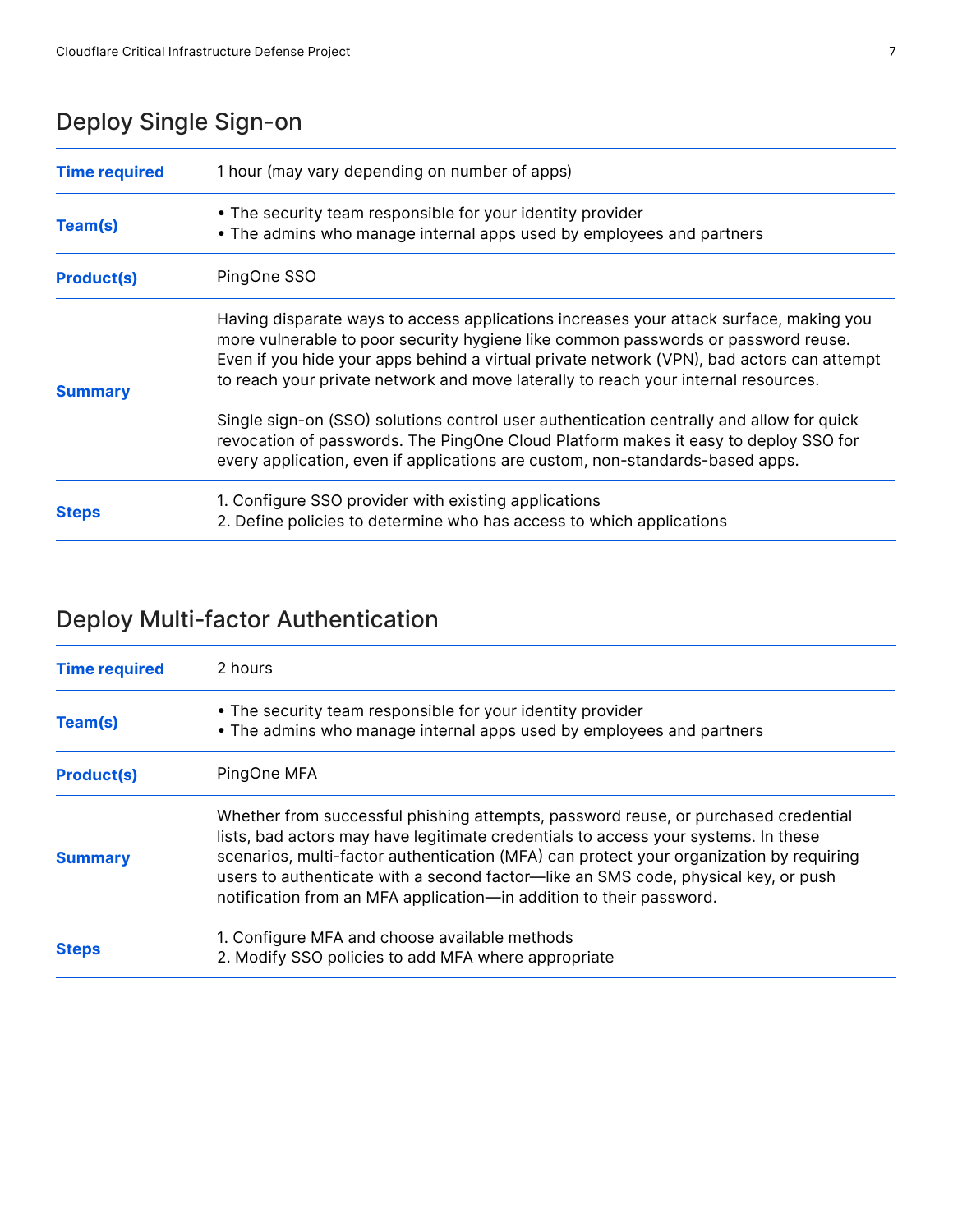## Deploy Single Sign-on

| | |
|---|---|
| **Time required** | 1 hour (may vary depending on number of apps) |
| **Team(s)** | • The security team responsible for your identity provider<br>• The admins who manage internal apps used by employees and partners |
| **Product(s)** | PingOne SSO |
| **Summary** | Having disparate ways to access applications increases your attack surface, making you more vulnerable to poor security hygiene like common passwords or password reuse. Even if you hide your apps behind a virtual private network (VPN), bad actors can attempt to reach your private network and move laterally to reach your internal resources.<br><br>Single sign-on (SSO) solutions control user authentication centrally and allow for quick revocation of passwords. The PingOne Cloud Platform makes it easy to deploy SSO for every application, even if applications are custom, non-standards-based apps. |
| **Steps** | 1. Configure SSO provider with existing applications<br>2. Define policies to determine who has access to which applications |

## Deploy Multi-factor Authentication

| | |
|---|---|
| **Time required** | 2 hours |
| **Team(s)** | • The security team responsible for your identity provider<br>• The admins who manage internal apps used by employees and partners |
| **Product(s)** | PingOne MFA |
| **Summary** | Whether from successful phishing attempts, password reuse, or purchased credential lists, bad actors may have legitimate credentials to access your systems. In these scenarios, multi-factor authentication (MFA) can protect your organization by requiring users to authenticate with a second factor—like an SMS code, physical key, or push notification from an MFA application—in addition to their password. |
| **Steps** | 1. Configure MFA and choose available methods<br>2. Modify SSO policies to add MFA where appropriate |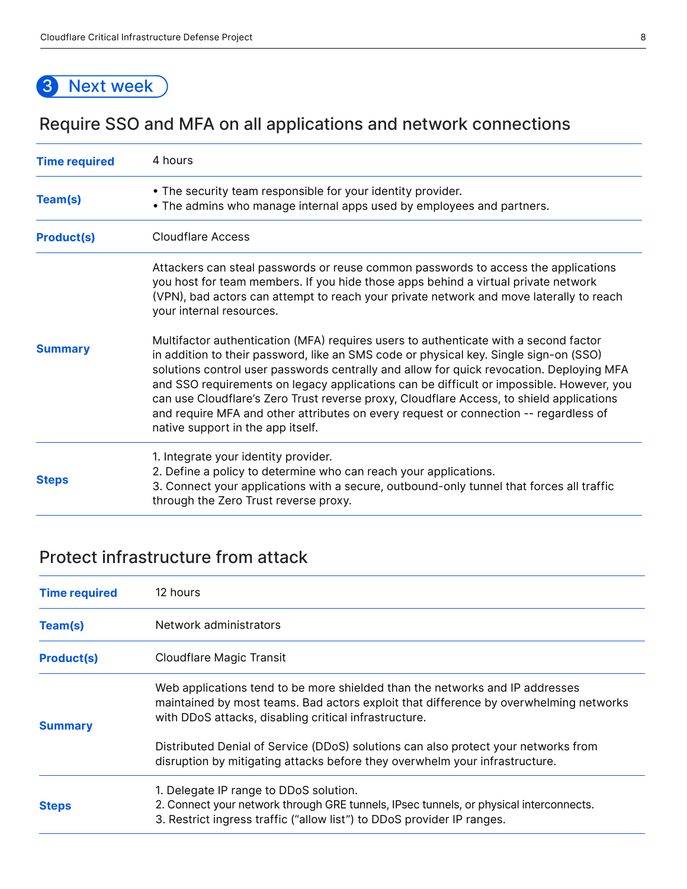## 3 Next week

### Require SSO and MFA on all applications and network connections

| | |
|---|---|
| **Time required** | 4 hours |
| **Team(s)** | • The security team responsible for your identity provider.<br>• The admins who manage internal apps used by employees and partners. |
| **Product(s)** | Cloudflare Access |
| **Summary** | Attackers can steal passwords or reuse common passwords to access the applications you host for team members. If you hide those apps behind a virtual private network (VPN), bad actors can attempt to reach your private network and move laterally to reach your internal resources.<br><br>Multifactor authentication (MFA) requires users to authenticate with a second factor in addition to their password, like an SMS code or physical key. Single sign-on (SSO) solutions control user passwords centrally and allow for quick revocation. Deploying MFA and SSO requirements on legacy applications can be difficult or impossible. However, you can use Cloudflare's Zero Trust reverse proxy, Cloudflare Access, to shield applications and require MFA and other attributes on every request or connection -- regardless of native support in the app itself. |
| **Steps** | 1. Integrate your identity provider.<br>2. Define a policy to determine who can reach your applications.<br>3. Connect your applications with a secure, outbound-only tunnel that forces all traffic through the Zero Trust reverse proxy. |

### Protect infrastructure from attack

| | |
|---|---|
| **Time required** | 12 hours |
| **Team(s)** | Network administrators |
| **Product(s)** | Cloudflare Magic Transit |
| **Summary** | Web applications tend to be more shielded than the networks and IP addresses maintained by most teams. Bad actors exploit that difference by overwhelming networks with DDoS attacks, disabling critical infrastructure.<br><br>Distributed Denial of Service (DDoS) solutions can also protect your networks from disruption by mitigating attacks before they overwhelm your infrastructure. |
| **Steps** | 1. Delegate IP range to DDoS solution.<br>2. Connect your network through GRE tunnels, IPsec tunnels, or physical interconnects.<br>3. Restrict ingress traffic ("allow list") to DDoS provider IP ranges. |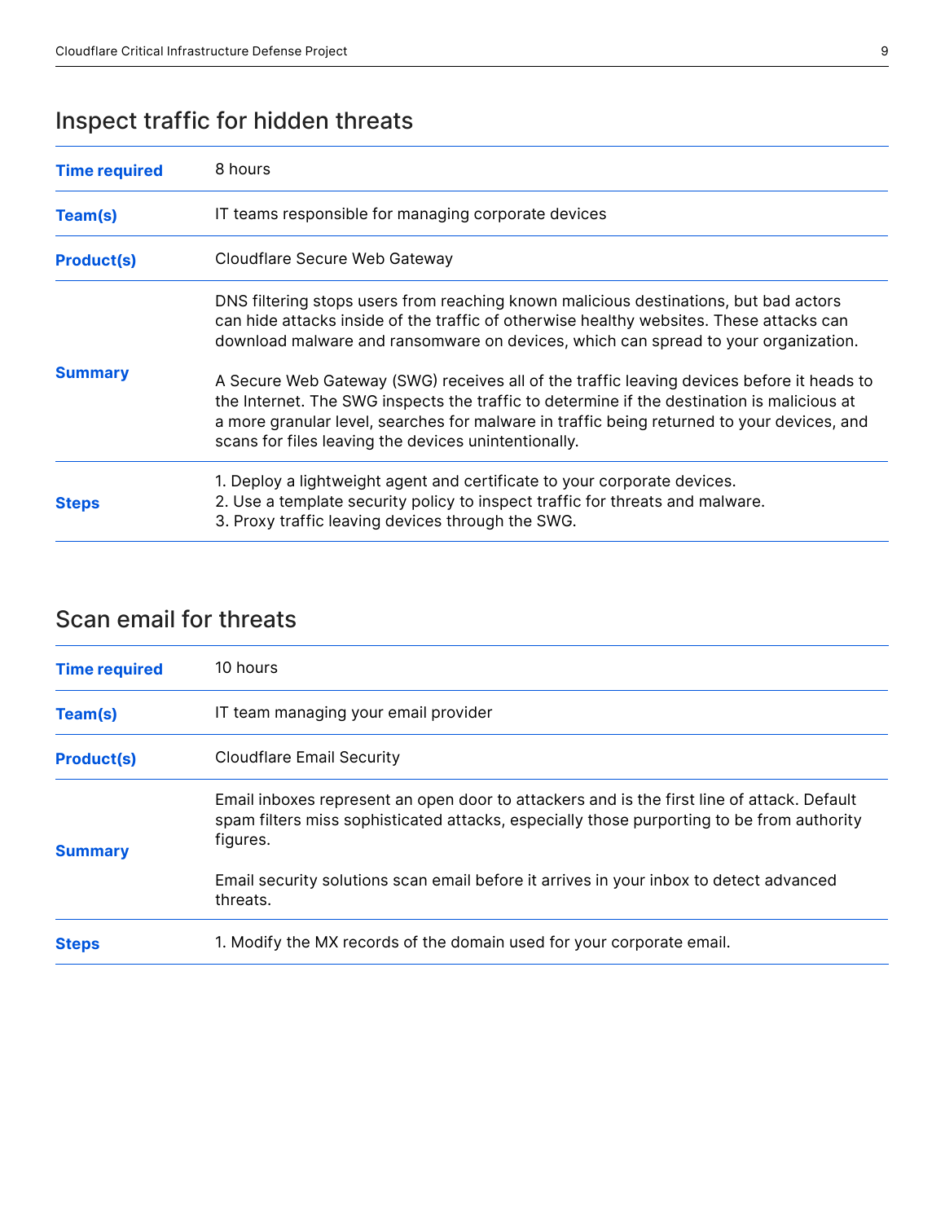## Inspect traffic for hidden threats

| | |
|---|---|
| **Time required** | 8 hours |
| **Team(s)** | IT teams responsible for managing corporate devices |
| **Product(s)** | Cloudflare Secure Web Gateway |
| **Summary** | DNS filtering stops users from reaching known malicious destinations, but bad actors can hide attacks inside of the traffic of otherwise healthy websites. These attacks can download malware and ransomware on devices, which can spread to your organization.<br><br>A Secure Web Gateway (SWG) receives all of the traffic leaving devices before it heads to the Internet. The SWG inspects the traffic to determine if the destination is malicious at a more granular level, searches for malware in traffic being returned to your devices, and scans for files leaving the devices unintentionally. |
| **Steps** | 1. Deploy a lightweight agent and certificate to your corporate devices.<br>2. Use a template security policy to inspect traffic for threats and malware.<br>3. Proxy traffic leaving devices through the SWG. |

## Scan email for threats

| | |
|---|---|
| **Time required** | 10 hours |
| **Team(s)** | IT team managing your email provider |
| **Product(s)** | Cloudflare Email Security |
| **Summary** | Email inboxes represent an open door to attackers and is the first line of attack. Default spam filters miss sophisticated attacks, especially those purporting to be from authority figures.<br><br>Email security solutions scan email before it arrives in your inbox to detect advanced threats. |
| **Steps** | 1. Modify the MX records of the domain used for your corporate email. |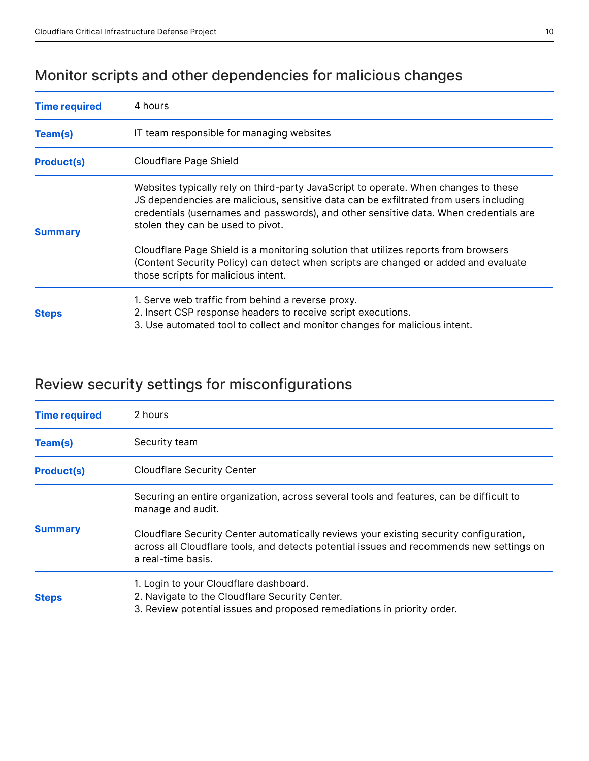## Monitor scripts and other dependencies for malicious changes

| | |
|---|---|
| **Time required** | 4 hours |
| **Team(s)** | IT team responsible for managing websites |
| **Product(s)** | Cloudflare Page Shield |
| **Summary** | Websites typically rely on third-party JavaScript to operate. When changes to these JS dependencies are malicious, sensitive data can be exfiltrated from users including credentials (usernames and passwords), and other sensitive data. When credentials are stolen they can be used to pivot.<br><br>Cloudflare Page Shield is a monitoring solution that utilizes reports from browsers (Content Security Policy) can detect when scripts are changed or added and evaluate those scripts for malicious intent. |
| **Steps** | 1. Serve web traffic from behind a reverse proxy.<br>2. Insert CSP response headers to receive script executions.<br>3. Use automated tool to collect and monitor changes for malicious intent. |

## Review security settings for misconfigurations

| | |
|---|---|
| **Time required** | 2 hours |
| **Team(s)** | Security team |
| **Product(s)** | Cloudflare Security Center |
| **Summary** | Securing an entire organization, across several tools and features, can be difficult to manage and audit.<br><br>Cloudflare Security Center automatically reviews your existing security configuration, across all Cloudflare tools, and detects potential issues and recommends new settings on a real-time basis. |
| **Steps** | 1. Login to your Cloudflare dashboard.<br>2. Navigate to the Cloudflare Security Center.<br>3. Review potential issues and proposed remediations in priority order. |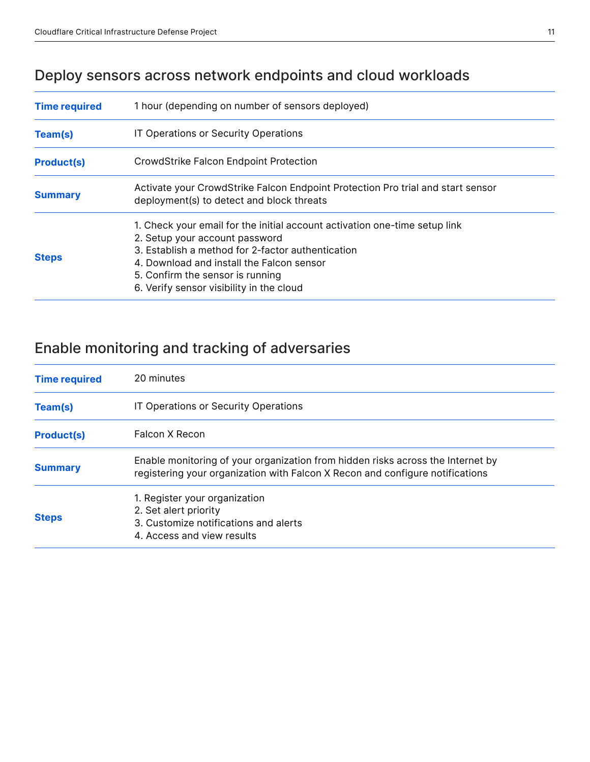## Deploy sensors across network endpoints and cloud workloads

| | |
|---|---|
| **Time required** | 1 hour (depending on number of sensors deployed) |
| **Team(s)** | IT Operations or Security Operations |
| **Product(s)** | CrowdStrike Falcon Endpoint Protection |
| **Summary** | Activate your CrowdStrike Falcon Endpoint Protection Pro trial and start sensor deployment(s) to detect and block threats |
| **Steps** | 1. Check your email for the initial account activation one-time setup link<br>2. Setup your account password<br>3. Establish a method for 2-factor authentication<br>4. Download and install the Falcon sensor<br>5. Confirm the sensor is running<br>6. Verify sensor visibility in the cloud |

## Enable monitoring and tracking of adversaries

| | |
|---|---|
| **Time required** | 20 minutes |
| **Team(s)** | IT Operations or Security Operations |
| **Product(s)** | Falcon X Recon |
| **Summary** | Enable monitoring of your organization from hidden risks across the Internet by registering your organization with Falcon X Recon and configure notifications |
| **Steps** | 1. Register your organization<br>2. Set alert priority<br>3. Customize notifications and alerts<br>4. Access and view results |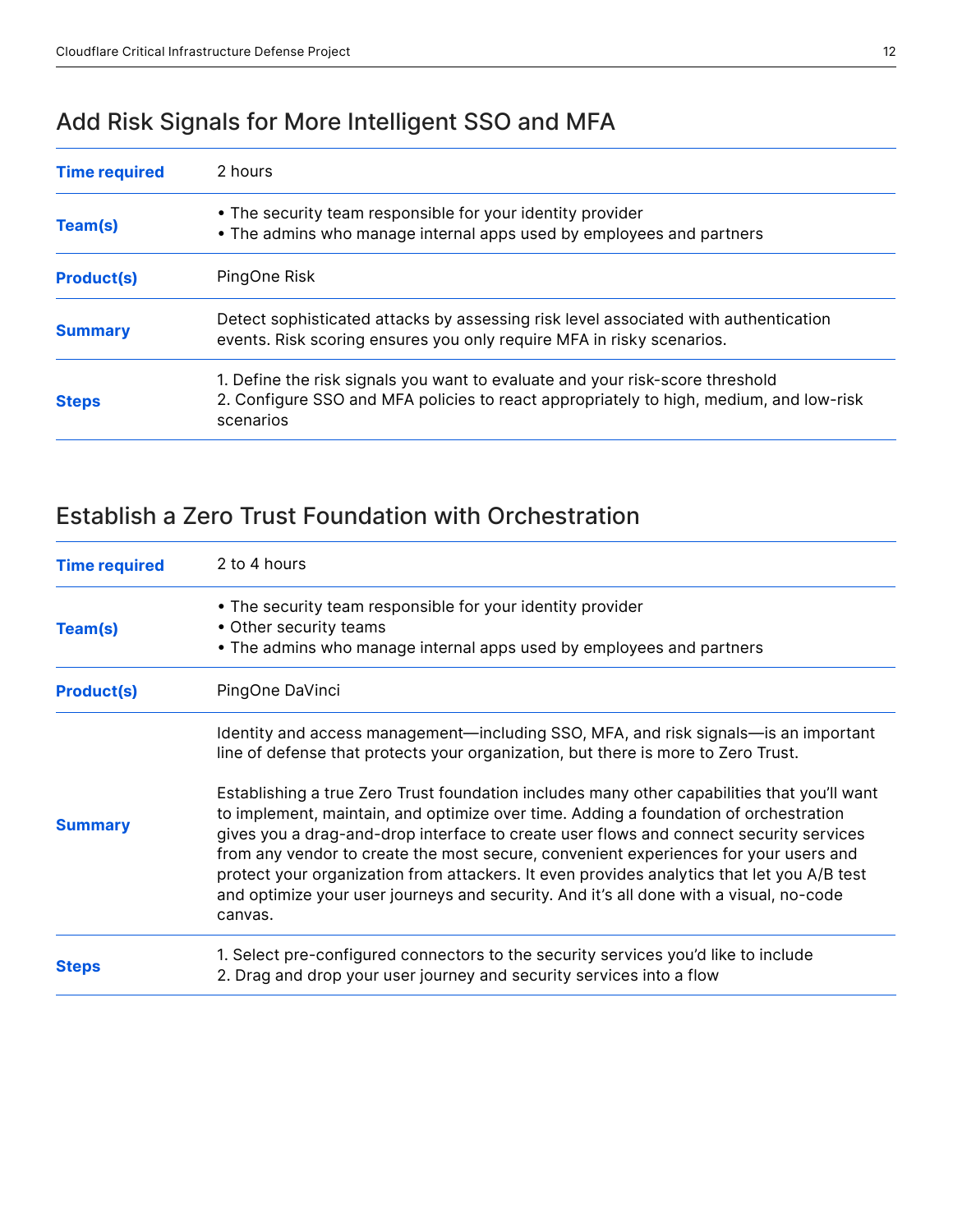## Add Risk Signals for More Intelligent SSO and MFA

| | |
|---|---|
| **Time required** | 2 hours |
| **Team(s)** | • The security team responsible for your identity provider<br>• The admins who manage internal apps used by employees and partners |
| **Product(s)** | PingOne Risk |
| **Summary** | Detect sophisticated attacks by assessing risk level associated with authentication events. Risk scoring ensures you only require MFA in risky scenarios. |
| **Steps** | 1. Define the risk signals you want to evaluate and your risk-score threshold<br>2. Configure SSO and MFA policies to react appropriately to high, medium, and low-risk scenarios |

## Establish a Zero Trust Foundation with Orchestration

| | |
|---|---|
| **Time required** | 2 to 4 hours |
| **Team(s)** | • The security team responsible for your identity provider<br>• Other security teams<br>• The admins who manage internal apps used by employees and partners |
| **Product(s)** | PingOne DaVinci |
| **Summary** | Identity and access management—including SSO, MFA, and risk signals—is an important line of defense that protects your organization, but there is more to Zero Trust.<br><br>Establishing a true Zero Trust foundation includes many other capabilities that you'll want to implement, maintain, and optimize over time. Adding a foundation of orchestration gives you a drag-and-drop interface to create user flows and connect security services from any vendor to create the most secure, convenient experiences for your users and protect your organization from attackers. It even provides analytics that let you A/B test and optimize your user journeys and security. And it's all done with a visual, no-code canvas. |
| **Steps** | 1. Select pre-configured connectors to the security services you'd like to include<br>2. Drag and drop your user journey and security services into a flow |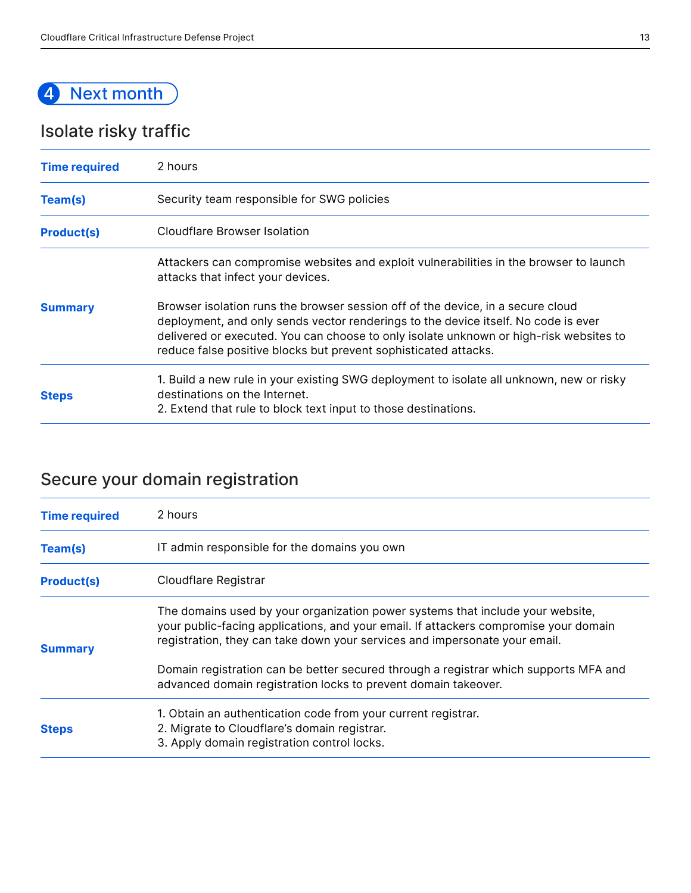## 4 Next month

### Isolate risky traffic

| | |
|---|---|
| **Time required** | 2 hours |
| **Team(s)** | Security team responsible for SWG policies |
| **Product(s)** | Cloudflare Browser Isolation |
| **Summary** | Attackers can compromise websites and exploit vulnerabilities in the browser to launch attacks that infect your devices.<br><br>Browser isolation runs the browser session off of the device, in a secure cloud deployment, and only sends vector renderings to the device itself. No code is ever delivered or executed. You can choose to only isolate unknown or high-risk websites to reduce false positive blocks but prevent sophisticated attacks. |
| **Steps** | 1. Build a new rule in your existing SWG deployment to isolate all unknown, new or risky destinations on the Internet.<br>2. Extend that rule to block text input to those destinations. |

### Secure your domain registration

| | |
|---|---|
| **Time required** | 2 hours |
| **Team(s)** | IT admin responsible for the domains you own |
| **Product(s)** | Cloudflare Registrar |
| **Summary** | The domains used by your organization power systems that include your website, your public-facing applications, and your email. If attackers compromise your domain registration, they can take down your services and impersonate your email.<br><br>Domain registration can be better secured through a registrar which supports MFA and advanced domain registration locks to prevent domain takeover. |
| **Steps** | 1. Obtain an authentication code from your current registrar.<br>2. Migrate to Cloudflare's domain registrar.<br>3. Apply domain registration control locks. |